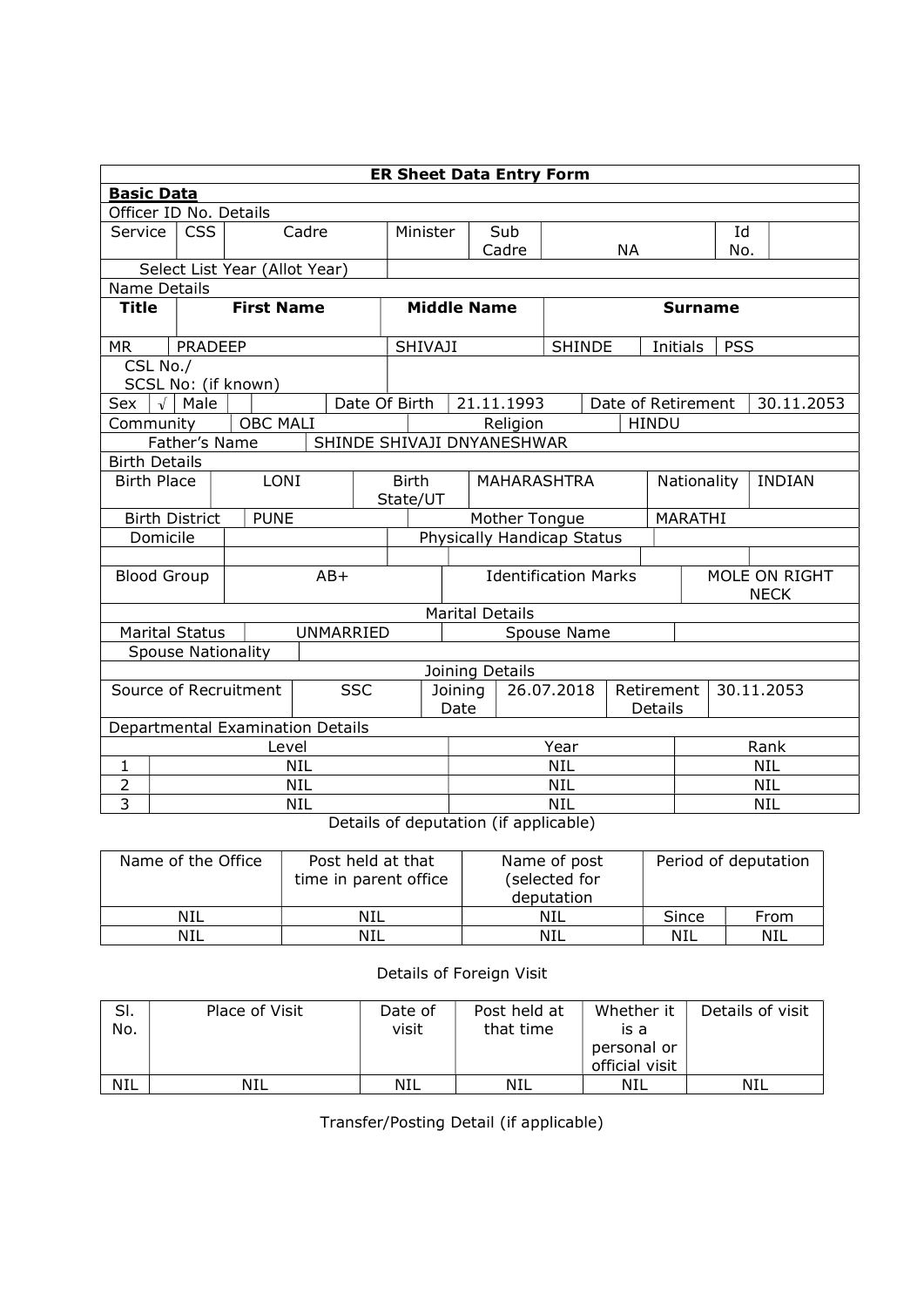| ER Sheet Data Entry Form | | | | | | | | | |
|---|---|---|---|---|---|---|---|---|---|
| **Basic Data** | | | | | | | | | |
| Officer ID No. Details | | | | | | | | | |
| Service | CSS | Cadre | Minister | Sub Cadre | NA | | Id No. | | |
| Select List Year (Allot Year) | | | | | | | | | |
| Name Details | | | | | | | | | |
| **Title** | **First Name** | | **Middle Name** | | **Surname** | | | | |
| MR | PRADEEP | | SHIVAJI | | SHINDE | Initials | PSS | | |
| CSL No./ SCSL No: (if known) | | | | | | | | | |
| Sex | √ | Male | Date Of Birth | 21.11.1993 | Date of Retirement | | 30.11.2053 | | |
| Community | OBC MALI | | Religion | | HINDU | | | | |
| Father's Name | SHINDE SHIVAJI DNYANESHWAR | | | | | | | | |
| Birth Details | | | | | | | | | |
| Birth Place | LONI | Birth State/UT | MAHARASHTRA | | Nationality | INDIAN | | | |
| Birth District | PUNE | | Mother Tongue | | MARATHI | | | | |
| Domicile | | | Physically Handicap Status | | | | | | |
| | | | | | | | | | |
| Blood Group | AB+ | | Identification Marks | | MOLE ON RIGHT NECK | | | | |
| Marital Details | | | | | | | | | |
| Marital Status | UNMARRIED | | Spouse Name | | | | | | |
| Spouse Nationality | | | | | | | | | |
| Joining Details | | | | | | | | | |
| Source of Recruitment | SSC | Joining Date | 26.07.2018 | Retirement Details | 30.11.2053 | | | | |
| Departmental Examination Details | | | | | | | | | |
| | Level | | Year | | Rank | | | | |
| 1 | NIL | | NIL | | NIL | | | | |
| 2 | NIL | | NIL | | NIL | | | | |
| 3 | NIL | | NIL | | NIL | | | | |

Details of deputation (if applicable)

| Name of the Office | Post held at that time in parent office | Name of post (selected for deputation | Period of deputation | |
|---|---|---|---|---|
| NIL | NIL | NIL | Since | From |
| NIL | NIL | NIL | NIL | NIL |

Details of Foreign Visit

| Sl. No. | Place of Visit | Date of visit | Post held at that time | Whether it is a personal or official visit | Details of visit |
|---|---|---|---|---|---|
| NIL | NIL | NIL | NIL | NIL | NIL |

Transfer/Posting Detail (if applicable)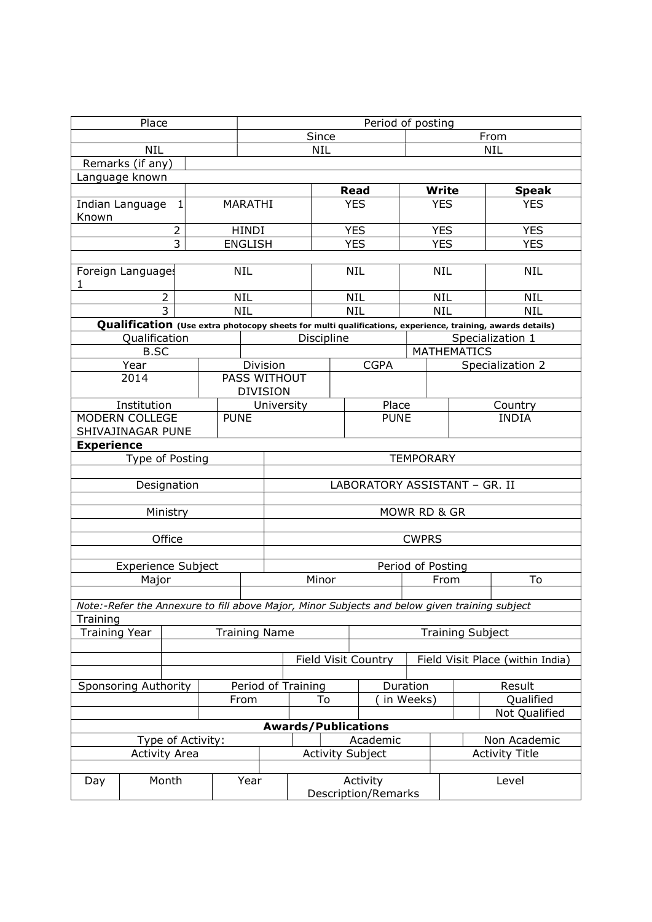| Place | Period of posting | |
|---|---|---|
| | Since | From |
| NIL | NIL | NIL |

| Remarks (if any) | |
|---|---|

Language known

| | | Read | Write | Speak |
|---|---|---|---|---|
| Indian Language Known | 1 MARATHI | YES | YES | YES |
| 2 | HINDI | YES | YES | YES |
| 3 | ENGLISH | YES | YES | YES |
| | | | | |
| Foreign Languages 1 | NIL | NIL | NIL | NIL |
| 2 | NIL | NIL | NIL | NIL |
| 3 | NIL | NIL | NIL | NIL |

**Qualification** (Use extra photocopy sheets for multi qualifications, experience, training, awards details)

| Qualification | Discipline | Specialization 1 |
|---|---|---|
| B.SC | | MATHEMATICS |

| Year | Division | CGPA | Specialization 2 |
|---|---|---|---|
| 2014 | PASS WITHOUT DIVISION | | |

| Institution | University | Place | Country |
|---|---|---|---|
| MODERN COLLEGE SHIVAJINAGAR PUNE | PUNE | PUNE | INDIA |

**Experience**

| | |
|---|---|
| Type of Posting | TEMPORARY |
| Designation | LABORATORY ASSISTANT – GR. II |
| Ministry | MOWR RD & GR |
| Office | CWPRS |

| Experience Subject | | Period of Posting | |
|---|---|---|---|
| Major | Minor | From | To |
| | | | |

*Note:-Refer the Annexure to fill above Major, Minor Subjects and below given training subject*

Training

| Training Year | Training Name | | Training Subject |
|---|---|---|---|
| | | | |
| | | Field Visit Country | Field Visit Place (within India) |
| | | | |

| Sponsoring Authority | Period of Training | | Duration | Result | |
|---|---|---|---|---|---|
| | From | To | ( in Weeks) | | Qualified |
| | | | | | Not Qualified |

**Awards/Publications**

| Type of Activity: | | Academic | | Non Academic |
|---|---|---|---|---|

| Activity Area | Activity Subject | Activity Title |
|---|---|---|
| | | |

| Day | Month | Year | Activity Description/Remarks | Level |
|---|---|---|---|---|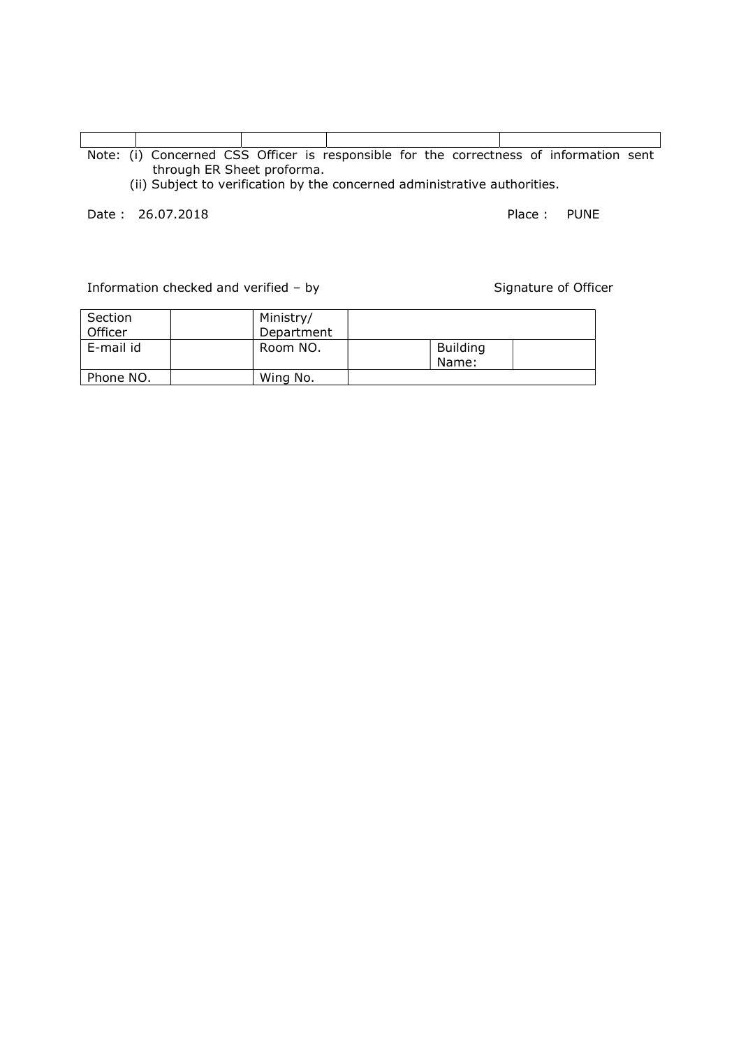| | | | | |
|---|---|---|---|---|
| | | | | |

Note: (i) Concerned CSS Officer is responsible for the correctness of information sent through ER Sheet proforma.

(ii) Subject to verification by the concerned administrative authorities.

Date : 26.07.2018 Place : PUNE

Information checked and verified – by Signature of Officer

| | | | | | |
|---|---|---|---|---|---|
| Section Officer | | Ministry/ Department | | | |
| E-mail id | | Room NO. | | Building Name: | |
| Phone NO. | | Wing No. | | | |